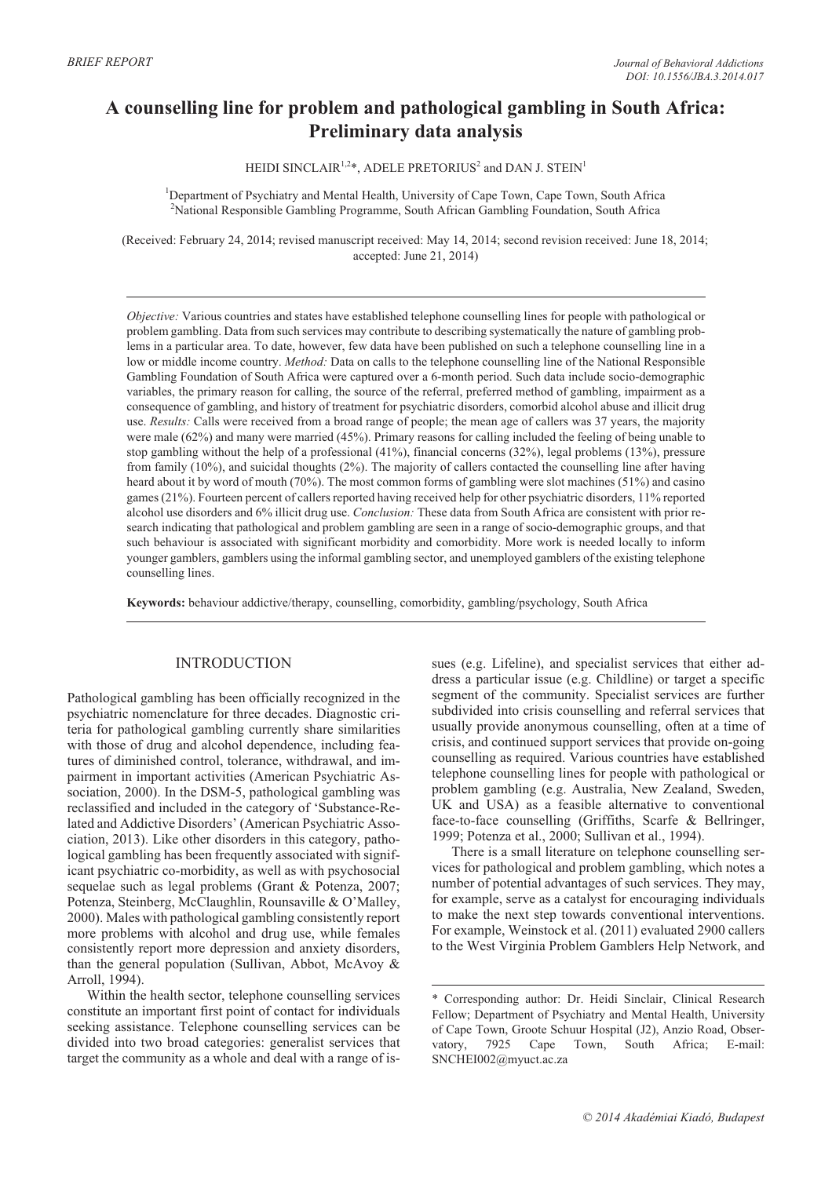BRIEF REPORT

# A counselling line for problem and pathological gambling in South Africa: Preliminary data analysis

HEIDI SINCLAIR[1,2]*, ADELE PRETORIUS[2] and DAN J. STEIN[1]

[1]Department of Psychiatry and Mental Health, University of Cape Town, Cape Town, South Africa
[2]National Responsible Gambling Programme, South African Gambling Foundation, South Africa

(Received: February 24, 2014; revised manuscript received: May 14, 2014; second revision received: June 18, 2014; accepted: June 21, 2014)

*Objective:* Various countries and states have established telephone counselling lines for people with pathological or problem gambling. Data from such services may contribute to describing systematically the nature of gambling problems in a particular area. To date, however, few data have been published on such a telephone counselling line in a low or middle income country. *Method:* Data on calls to the telephone counselling line of the National Responsible Gambling Foundation of South Africa were captured over a 6-month period. Such data include socio-demographic variables, the primary reason for calling, the source of the referral, preferred method of gambling, impairment as a consequence of gambling, and history of treatment for psychiatric disorders, comorbid alcohol abuse and illicit drug use. *Results:* Calls were received from a broad range of people; the mean age of callers was 37 years, the majority were male (62%) and many were married (45%). Primary reasons for calling included the feeling of being unable to stop gambling without the help of a professional (41%), financial concerns (32%), legal problems (13%), pressure from family (10%), and suicidal thoughts (2%). The majority of callers contacted the counselling line after having heard about it by word of mouth (70%). The most common forms of gambling were slot machines (51%) and casino games (21%). Fourteen percent of callers reported having received help for other psychiatric disorders, 11% reported alcohol use disorders and 6% illicit drug use. *Conclusion:* These data from South Africa are consistent with prior research indicating that pathological and problem gambling are seen in a range of socio-demographic groups, and that such behaviour is associated with significant morbidity and comorbidity. More work is needed locally to inform younger gamblers, gamblers using the informal gambling sector, and unemployed gamblers of the existing telephone counselling lines.

**Keywords:** behaviour addictive/therapy, counselling, comorbidity, gambling/psychology, South Africa

## INTRODUCTION

Pathological gambling has been officially recognized in the psychiatric nomenclature for three decades. Diagnostic criteria for pathological gambling currently share similarities with those of drug and alcohol dependence, including features of diminished control, tolerance, withdrawal, and impairment in important activities (American Psychiatric Association, 2000). In the DSM-5, pathological gambling was reclassified and included in the category of 'Substance-Related and Addictive Disorders' (American Psychiatric Association, 2013). Like other disorders in this category, pathological gambling has been frequently associated with significant psychiatric co-morbidity, as well as with psychosocial sequelae such as legal problems (Grant & Potenza, 2007; Potenza, Steinberg, McClaughlin, Rounsaville & O'Malley, 2000). Males with pathological gambling consistently report more problems with alcohol and drug use, while females consistently report more depression and anxiety disorders, than the general population (Sullivan, Abbot, McAvoy & Arroll, 1994).

Within the health sector, telephone counselling services constitute an important first point of contact for individuals seeking assistance. Telephone counselling services can be divided into two broad categories: generalist services that target the community as a whole and deal with a range of issues (e.g. Lifeline), and specialist services that either address a particular issue (e.g. Childline) or target a specific segment of the community. Specialist services are further subdivided into crisis counselling and referral services that usually provide anonymous counselling, often at a time of crisis, and continued support services that provide on-going counselling as required. Various countries have established telephone counselling lines for people with pathological or problem gambling (e.g. Australia, New Zealand, Sweden, UK and USA) as a feasible alternative to conventional face-to-face counselling (Griffiths, Scarfe & Bellringer, 1999; Potenza et al., 2000; Sullivan et al., 1994).

There is a small literature on telephone counselling services for pathological and problem gambling, which notes a number of potential advantages of such services. They may, for example, serve as a catalyst for encouraging individuals to make the next step towards conventional interventions. For example, Weinstock et al. (2011) evaluated 2900 callers to the West Virginia Problem Gamblers Help Network, and

\* Corresponding author: Dr. Heidi Sinclair, Clinical Research Fellow; Department of Psychiatry and Mental Health, University of Cape Town, Groote Schuur Hospital (J2), Anzio Road, Observatory, 7925 Cape Town, South Africa; E-mail: SNCHEI002@myuct.ac.za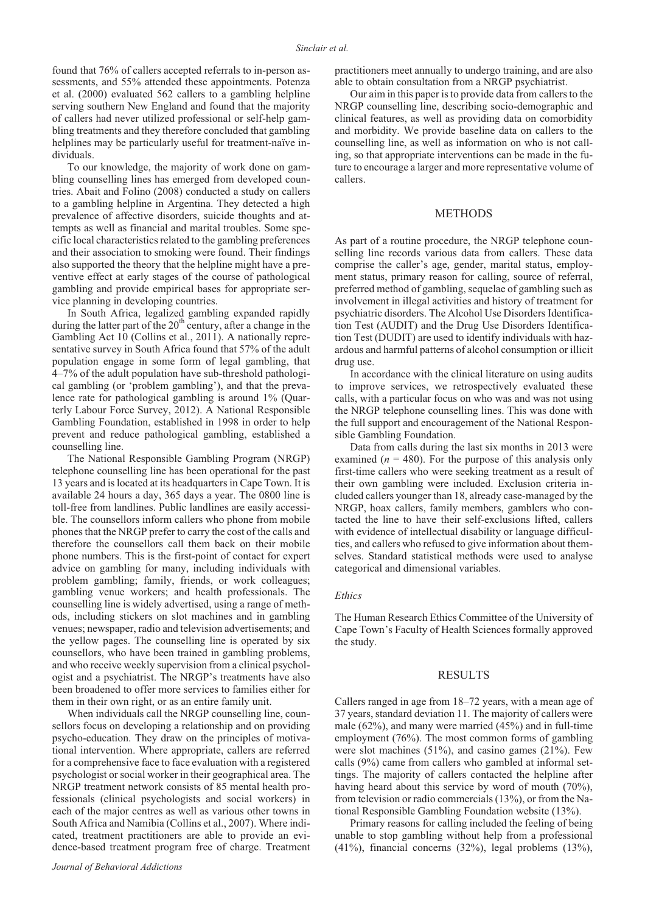found that 76% of callers accepted referrals to in-person assessments, and 55% attended these appointments. Potenza et al. (2000) evaluated 562 callers to a gambling helpline serving southern New England and found that the majority of callers had never utilized professional or self-help gambling treatments and they therefore concluded that gambling helplines may be particularly useful for treatment-naïve individuals.

To our knowledge, the majority of work done on gambling counselling lines has emerged from developed countries. Abait and Folino (2008) conducted a study on callers to a gambling helpline in Argentina. They detected a high prevalence of affective disorders, suicide thoughts and attempts as well as financial and marital troubles. Some specific local characteristics related to the gambling preferences and their association to smoking were found. Their findings also supported the theory that the helpline might have a preventive effect at early stages of the course of pathological gambling and provide empirical bases for appropriate service planning in developing countries.

In South Africa, legalized gambling expanded rapidly during the latter part of the 20th century, after a change in the Gambling Act 10 (Collins et al., 2011). A nationally representative survey in South Africa found that 57% of the adult population engage in some form of legal gambling, that 4–7% of the adult population have sub-threshold pathological gambling (or 'problem gambling'), and that the prevalence rate for pathological gambling is around 1% (Quarterly Labour Force Survey, 2012). A National Responsible Gambling Foundation, established in 1998 in order to help prevent and reduce pathological gambling, established a counselling line.

The National Responsible Gambling Program (NRGP) telephone counselling line has been operational for the past 13 years and is located at its headquarters in Cape Town. It is available 24 hours a day, 365 days a year. The 0800 line is toll-free from landlines. Public landlines are easily accessible. The counsellors inform callers who phone from mobile phones that the NRGP prefer to carry the cost of the calls and therefore the counsellors call them back on their mobile phone numbers. This is the first-point of contact for expert advice on gambling for many, including individuals with problem gambling; family, friends, or work colleagues; gambling venue workers; and health professionals. The counselling line is widely advertised, using a range of methods, including stickers on slot machines and in gambling venues; newspaper, radio and television advertisements; and the yellow pages. The counselling line is operated by six counsellors, who have been trained in gambling problems, and who receive weekly supervision from a clinical psychologist and a psychiatrist. The NRGP's treatments have also been broadened to offer more services to families either for them in their own right, or as an entire family unit.

When individuals call the NRGP counselling line, counsellors focus on developing a relationship and on providing psycho-education. They draw on the principles of motivational intervention. Where appropriate, callers are referred for a comprehensive face to face evaluation with a registered psychologist or social worker in their geographical area. The NRGP treatment network consists of 85 mental health professionals (clinical psychologists and social workers) in each of the major centres as well as various other towns in South Africa and Namibia (Collins et al., 2007). Where indicated, treatment practitioners are able to provide an evidence-based treatment program free of charge. Treatment practitioners meet annually to undergo training, and are also able to obtain consultation from a NRGP psychiatrist.

Our aim in this paper is to provide data from callers to the NRGP counselling line, describing socio-demographic and clinical features, as well as providing data on comorbidity and morbidity. We provide baseline data on callers to the counselling line, as well as information on who is not calling, so that appropriate interventions can be made in the future to encourage a larger and more representative volume of callers.

## METHODS

As part of a routine procedure, the NRGP telephone counselling line records various data from callers. These data comprise the caller's age, gender, marital status, employment status, primary reason for calling, source of referral, preferred method of gambling, sequelae of gambling such as involvement in illegal activities and history of treatment for psychiatric disorders. The Alcohol Use Disorders Identification Test (AUDIT) and the Drug Use Disorders Identification Test (DUDIT) are used to identify individuals with hazardous and harmful patterns of alcohol consumption or illicit drug use.

In accordance with the clinical literature on using audits to improve services, we retrospectively evaluated these calls, with a particular focus on who was and was not using the NRGP telephone counselling lines. This was done with the full support and encouragement of the National Responsible Gambling Foundation.

Data from calls during the last six months in 2013 were examined ($n = 480$). For the purpose of this analysis only first-time callers who were seeking treatment as a result of their own gambling were included. Exclusion criteria included callers younger than 18, already case-managed by the NRGP, hoax callers, family members, gamblers who contacted the line to have their self-exclusions lifted, callers with evidence of intellectual disability or language difficulties, and callers who refused to give information about themselves. Standard statistical methods were used to analyse categorical and dimensional variables.

### Ethics

The Human Research Ethics Committee of the University of Cape Town's Faculty of Health Sciences formally approved the study.

## RESULTS

Callers ranged in age from 18–72 years, with a mean age of 37 years, standard deviation 11. The majority of callers were male (62%), and many were married (45%) and in full-time employment (76%). The most common forms of gambling were slot machines (51%), and casino games (21%). Few calls (9%) came from callers who gambled at informal settings. The majority of callers contacted the helpline after having heard about this service by word of mouth (70%), from television or radio commercials (13%), or from the National Responsible Gambling Foundation website (13%).

Primary reasons for calling included the feeling of being unable to stop gambling without help from a professional (41%), financial concerns (32%), legal problems (13%),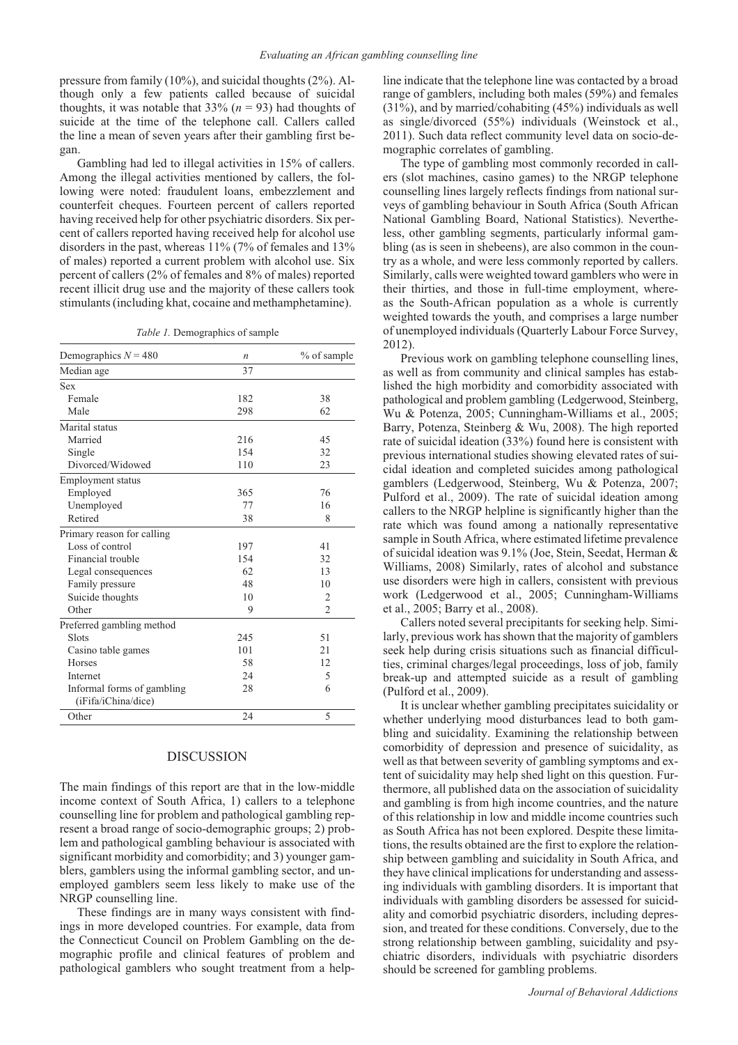pressure from family (10%), and suicidal thoughts (2%). Although only a few patients called because of suicidal thoughts, it was notable that 33% ($n$ = 93) had thoughts of suicide at the time of the telephone call. Callers called the line a mean of seven years after their gambling first began.

Gambling had led to illegal activities in 15% of callers. Among the illegal activities mentioned by callers, the following were noted: fraudulent loans, embezzlement and counterfeit cheques. Fourteen percent of callers reported having received help for other psychiatric disorders. Six percent of callers reported having received help for alcohol use disorders in the past, whereas 11% (7% of females and 13% of males) reported a current problem with alcohol use. Six percent of callers (2% of females and 8% of males) reported recent illicit drug use and the majority of these callers took stimulants (including khat, cocaine and methamphetamine).

*Table 1.* Demographics of sample

| Demographics $N$ = 480 | $n$ | % of sample |
|---|---|---|
| Median age | 37 | |
| Sex | | |
| Female | 182 | 38 |
| Male | 298 | 62 |
| Marital status | | |
| Married | 216 | 45 |
| Single | 154 | 32 |
| Divorced/Widowed | 110 | 23 |
| Employment status | | |
| Employed | 365 | 76 |
| Unemployed | 77 | 16 |
| Retired | 38 | 8 |
| Primary reason for calling | | |
| Loss of control | 197 | 41 |
| Financial trouble | 154 | 32 |
| Legal consequences | 62 | 13 |
| Family pressure | 48 | 10 |
| Suicide thoughts | 10 | 2 |
| Other | 9 | 2 |
| Preferred gambling method | | |
| Slots | 245 | 51 |
| Casino table games | 101 | 21 |
| Horses | 58 | 12 |
| Internet | 24 | 5 |
| Informal forms of gambling (iFifa/iChina/dice) | 28 | 6 |
| Other | 24 | 5 |

## DISCUSSION

The main findings of this report are that in the low-middle income context of South Africa, 1) callers to a telephone counselling line for problem and pathological gambling represent a broad range of socio-demographic groups; 2) problem and pathological gambling behaviour is associated with significant morbidity and comorbidity; and 3) younger gamblers, gamblers using the informal gambling sector, and unemployed gamblers seem less likely to make use of the NRGP counselling line.

These findings are in many ways consistent with findings in more developed countries. For example, data from the Connecticut Council on Problem Gambling on the demographic profile and clinical features of problem and pathological gamblers who sought treatment from a helpline indicate that the telephone line was contacted by a broad range of gamblers, including both males (59%) and females (31%), and by married/cohabiting (45%) individuals as well as single/divorced (55%) individuals (Weinstock et al., 2011). Such data reflect community level data on socio-demographic correlates of gambling.

The type of gambling most commonly recorded in callers (slot machines, casino games) to the NRGP telephone counselling lines largely reflects findings from national surveys of gambling behaviour in South Africa (South African National Gambling Board, National Statistics). Nevertheless, other gambling segments, particularly informal gambling (as is seen in shebeens), are also common in the country as a whole, and were less commonly reported by callers. Similarly, calls were weighted toward gamblers who were in their thirties, and those in full-time employment, whereas the South-African population as a whole is currently weighted towards the youth, and comprises a large number of unemployed individuals (Quarterly Labour Force Survey, 2012).

Previous work on gambling telephone counselling lines, as well as from community and clinical samples has established the high morbidity and comorbidity associated with pathological and problem gambling (Ledgerwood, Steinberg, Wu & Potenza, 2005; Cunningham-Williams et al., 2005; Barry, Potenza, Steinberg & Wu, 2008). The high reported rate of suicidal ideation (33%) found here is consistent with previous international studies showing elevated rates of suicidal ideation and completed suicides among pathological gamblers (Ledgerwood, Steinberg, Wu & Potenza, 2007; Pulford et al., 2009). The rate of suicidal ideation among callers to the NRGP helpline is significantly higher than the rate which was found among a nationally representative sample in South Africa, where estimated lifetime prevalence of suicidal ideation was 9.1% (Joe, Stein, Seedat, Herman & Williams, 2008) Similarly, rates of alcohol and substance use disorders were high in callers, consistent with previous work (Ledgerwood et al., 2005; Cunningham-Williams et al., 2005; Barry et al., 2008).

Callers noted several precipitants for seeking help. Similarly, previous work has shown that the majority of gamblers seek help during crisis situations such as financial difficulties, criminal charges/legal proceedings, loss of job, family break-up and attempted suicide as a result of gambling (Pulford et al., 2009).

It is unclear whether gambling precipitates suicidality or whether underlying mood disturbances lead to both gambling and suicidality. Examining the relationship between comorbidity of depression and presence of suicidality, as well as that between severity of gambling symptoms and extent of suicidality may help shed light on this question. Furthermore, all published data on the association of suicidality and gambling is from high income countries, and the nature of this relationship in low and middle income countries such as South Africa has not been explored. Despite these limitations, the results obtained are the first to explore the relationship between gambling and suicidality in South Africa, and they have clinical implications for understanding and assessing individuals with gambling disorders. It is important that individuals with gambling disorders be assessed for suicidality and comorbid psychiatric disorders, including depression, and treated for these conditions. Conversely, due to the strong relationship between gambling, suicidality and psychiatric disorders, individuals with psychiatric disorders should be screened for gambling problems.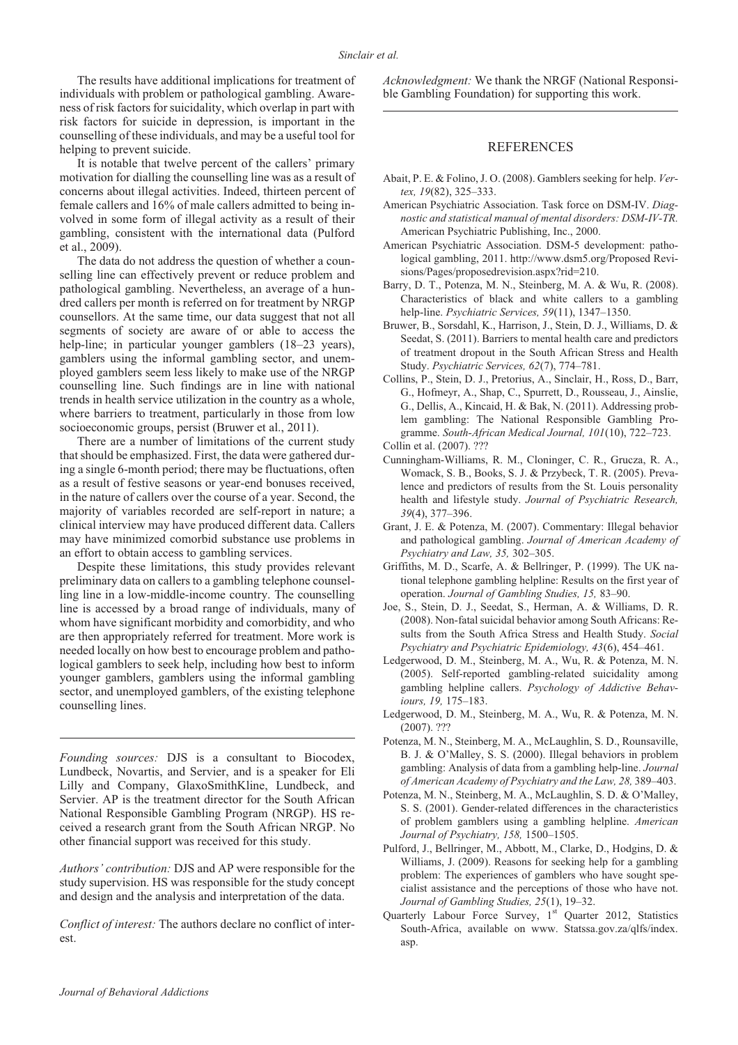The results have additional implications for treatment of individuals with problem or pathological gambling. Awareness of risk factors for suicidality, which overlap in part with risk factors for suicide in depression, is important in the counselling of these individuals, and may be a useful tool for helping to prevent suicide.

It is notable that twelve percent of the callers' primary motivation for dialling the counselling line was as a result of concerns about illegal activities. Indeed, thirteen percent of female callers and 16% of male callers admitted to being involved in some form of illegal activity as a result of their gambling, consistent with the international data (Pulford et al., 2009).

The data do not address the question of whether a counselling line can effectively prevent or reduce problem and pathological gambling. Nevertheless, an average of a hundred callers per month is referred on for treatment by NRGP counsellors. At the same time, our data suggest that not all segments of society are aware of or able to access the help-line; in particular younger gamblers (18–23 years), gamblers using the informal gambling sector, and unemployed gamblers seem less likely to make use of the NRGP counselling line. Such findings are in line with national trends in health service utilization in the country as a whole, where barriers to treatment, particularly in those from low socioeconomic groups, persist (Bruwer et al., 2011).

There are a number of limitations of the current study that should be emphasized. First, the data were gathered during a single 6-month period; there may be fluctuations, often as a result of festive seasons or year-end bonuses received, in the nature of callers over the course of a year. Second, the majority of variables recorded are self-report in nature; a clinical interview may have produced different data. Callers may have minimized comorbid substance use problems in an effort to obtain access to gambling services.

Despite these limitations, this study provides relevant preliminary data on callers to a gambling telephone counselling line in a low-middle-income country. The counselling line is accessed by a broad range of individuals, many of whom have significant morbidity and comorbidity, and who are then appropriately referred for treatment. More work is needed locally on how best to encourage problem and pathological gamblers to seek help, including how best to inform younger gamblers, gamblers using the informal gambling sector, and unemployed gamblers, of the existing telephone counselling lines.

---

*Founding sources:* DJS is a consultant to Biocodex, Lundbeck, Novartis, and Servier, and is a speaker for Eli Lilly and Company, GlaxoSmithKline, Lundbeck, and Servier. AP is the treatment director for the South African National Responsible Gambling Program (NRGP). HS received a research grant from the South African NRGP. No other financial support was received for this study.

*Authors' contribution:* DJS and AP were responsible for the study supervision. HS was responsible for the study concept and design and the analysis and interpretation of the data.

*Conflict of interest:* The authors declare no conflict of interest.

*Acknowledgment:* We thank the NRGF (National Responsible Gambling Foundation) for supporting this work.

---

## REFERENCES

Abait, P. E. & Folino, J. O. (2008). Gamblers seeking for help. *Vertex, 19*(82), 325–333.

American Psychiatric Association. Task force on DSM-IV. *Diagnostic and statistical manual of mental disorders: DSM-IV-TR.* American Psychiatric Publishing, Inc., 2000.

American Psychiatric Association. DSM-5 development: pathological gambling, 2011. http://www.dsm5.org/Proposed Revisions/Pages/proposedrevision.aspx?rid=210.

Barry, D. T., Potenza, M. N., Steinberg, M. A. & Wu, R. (2008). Characteristics of black and white callers to a gambling help-line. *Psychiatric Services, 59*(11), 1347–1350.

Bruwer, B., Sorsdahl, K., Harrison, J., Stein, D. J., Williams, D. & Seedat, S. (2011). Barriers to mental health care and predictors of treatment dropout in the South African Stress and Health Study. *Psychiatric Services, 62*(7), 774–781.

Collins, P., Stein, D. J., Pretorius, A., Sinclair, H., Ross, D., Barr, G., Hofmeyr, A., Shap, C., Spurrett, D., Rousseau, J., Ainslie, G., Dellis, A., Kincaid, H. & Bak, N. (2011). Addressing problem gambling: The National Responsible Gambling Programme. *South-African Medical Journal, 101*(10), 722–723.

Collin et al. (2007). ???

Cunningham-Williams, R. M., Cloninger, C. R., Grucza, R. A., Womack, S. B., Books, S. J. & Przybeck, T. R. (2005). Prevalence and predictors of results from the St. Louis personality health and lifestyle study. *Journal of Psychiatric Research, 39*(4), 377–396.

Grant, J. E. & Potenza, M. (2007). Commentary: Illegal behavior and pathological gambling. *Journal of American Academy of Psychiatry and Law, 35,* 302–305.

Griffiths, M. D., Scarfe, A. & Bellringer, P. (1999). The UK national telephone gambling helpline: Results on the first year of operation. *Journal of Gambling Studies, 15,* 83–90.

Joe, S., Stein, D. J., Seedat, S., Herman, A. & Williams, D. R. (2008). Non-fatal suicidal behavior among South Africans: Results from the South Africa Stress and Health Study. *Social Psychiatry and Psychiatric Epidemiology, 43*(6), 454–461.

Ledgerwood, D. M., Steinberg, M. A., Wu, R. & Potenza, M. N. (2005). Self-reported gambling-related suicidality among gambling helpline callers. *Psychology of Addictive Behaviours, 19,* 175–183.

Ledgerwood, D. M., Steinberg, M. A., Wu, R. & Potenza, M. N. (2007). ???

Potenza, M. N., Steinberg, M. A., McLaughlin, S. D., Rounsaville, B. J. & O'Malley, S. S. (2000). Illegal behaviors in problem gambling: Analysis of data from a gambling help-line. *Journal of American Academy of Psychiatry and the Law, 28,* 389–403.

Potenza, M. N., Steinberg, M. A., McLaughlin, S. D. & O'Malley, S. S. (2001). Gender-related differences in the characteristics of problem gamblers using a gambling helpline. *American Journal of Psychiatry, 158,* 1500–1505.

Pulford, J., Bellringer, M., Abbott, M., Clarke, D., Hodgins, D. & Williams, J. (2009). Reasons for seeking help for a gambling problem: The experiences of gamblers who have sought specialist assistance and the perceptions of those who have not. *Journal of Gambling Studies, 25*(1), 19–32.

Quarterly Labour Force Survey, 1st Quarter 2012, Statistics South-Africa, available on www. Statssa.gov.za/qlfs/index.asp.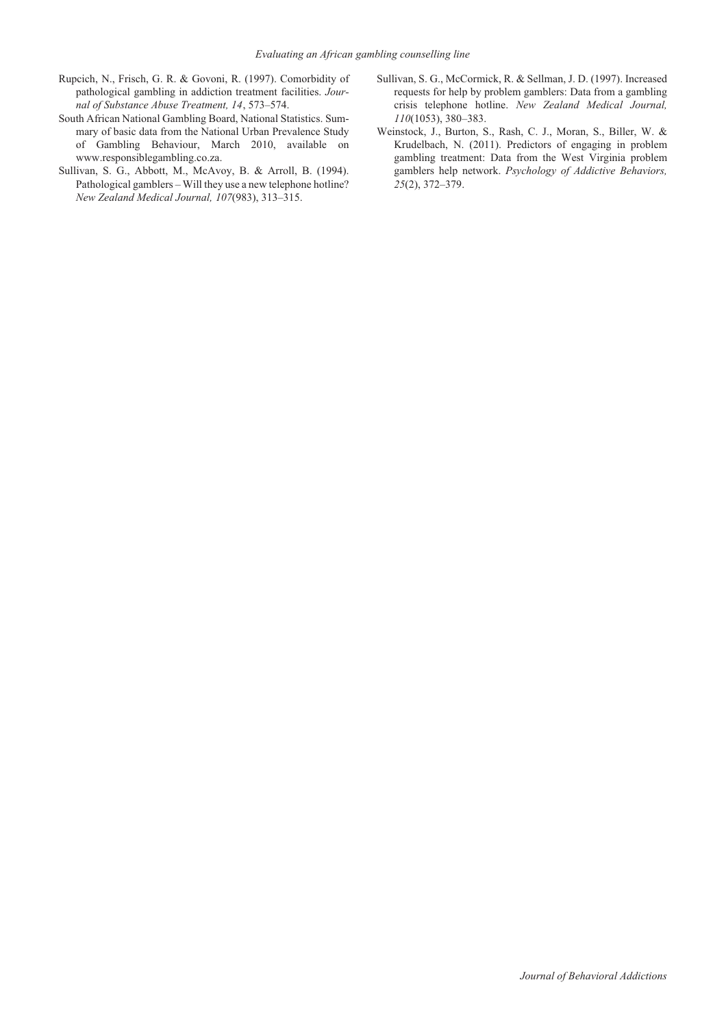Rupcich, N., Frisch, G. R. & Govoni, R. (1997). Comorbidity of pathological gambling in addiction treatment facilities. *Journal of Substance Abuse Treatment, 14*, 573–574.

South African National Gambling Board, National Statistics. Summary of basic data from the National Urban Prevalence Study of Gambling Behaviour, March 2010, available on www.responsiblegambling.co.za.

Sullivan, S. G., Abbott, M., McAvoy, B. & Arroll, B. (1994). Pathological gamblers – Will they use a new telephone hotline? *New Zealand Medical Journal, 107*(983), 313–315.

Sullivan, S. G., McCormick, R. & Sellman, J. D. (1997). Increased requests for help by problem gamblers: Data from a gambling crisis telephone hotline. *New Zealand Medical Journal, 110*(1053), 380–383.

Weinstock, J., Burton, S., Rash, C. J., Moran, S., Biller, W. & Krudelbach, N. (2011). Predictors of engaging in problem gambling treatment: Data from the West Virginia problem gamblers help network. *Psychology of Addictive Behaviors, 25*(2), 372–379.